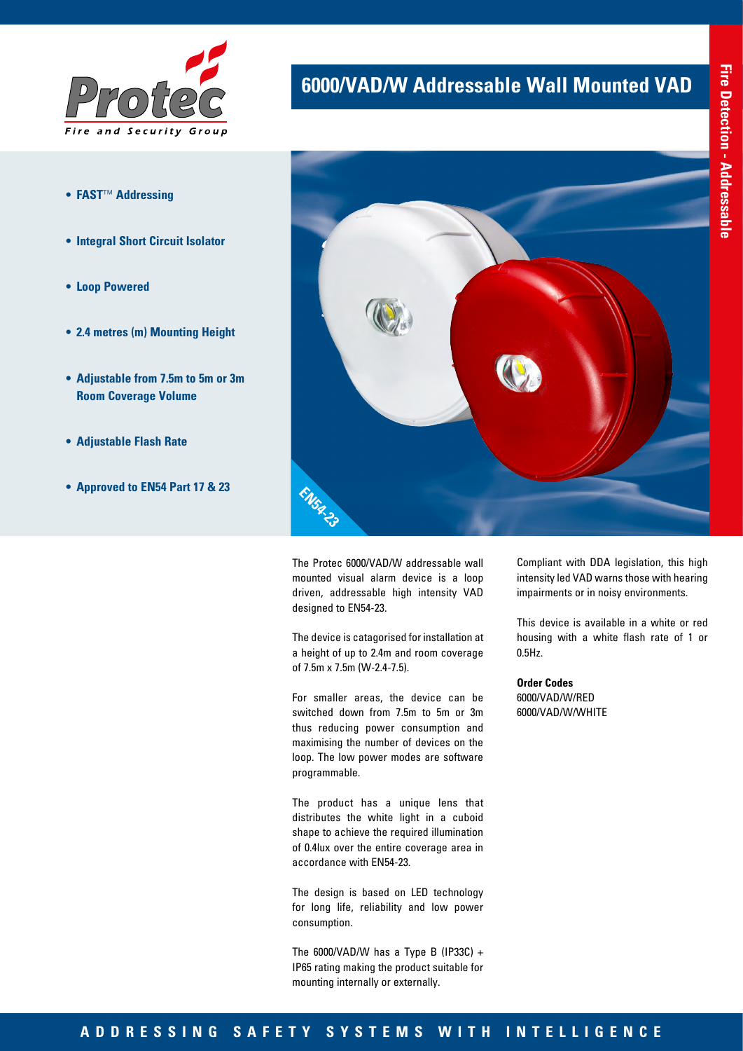# 6000/VAD/W Addressable Wall Mounted VAD

- **FAST™ Addressing**
- **Integral Short Circuit Isolator**
- **Loop Powered**
- **2.4 metres (m) Mounting Height**
- **Adjustable from 7.5m to 5m or 3m Room Coverage Volume**
- **Adjustable Flash Rate**
- **Approved to EN54 Part 17 & 23**

The Protec 6000/VAD/W addressable wall mounted visual alarm device is a loop driven, addressable high intensity VAD designed to EN54-23.

The device is catagorised for installation at a height of up to 2.4m and room coverage of 7.5m x 7.5m (W-2.4-7.5).

For smaller areas, the device can be switched down from 7.5m to 5m or 3m thus reducing power consumption and maximising the number of devices on the loop. The low power modes are software programmable.

The product has a unique lens that distributes the white light in a cuboid shape to achieve the required illumination of 0.4lux over the entire coverage area in accordance with EN54-23.

The design is based on LED technology for long life, reliability and low power consumption.

The 6000/VAD/W has a Type B (IP33C) + IP65 rating making the product suitable for mounting internally or externally.

Compliant with DDA legislation, this high intensity led VAD warns those with hearing impairments or in noisy environments.

This device is available in a white or red housing with a white flash rate of 1 or 0.5Hz.

**Order Codes**
6000/VAD/W/RED
6000/VAD/W/WHITE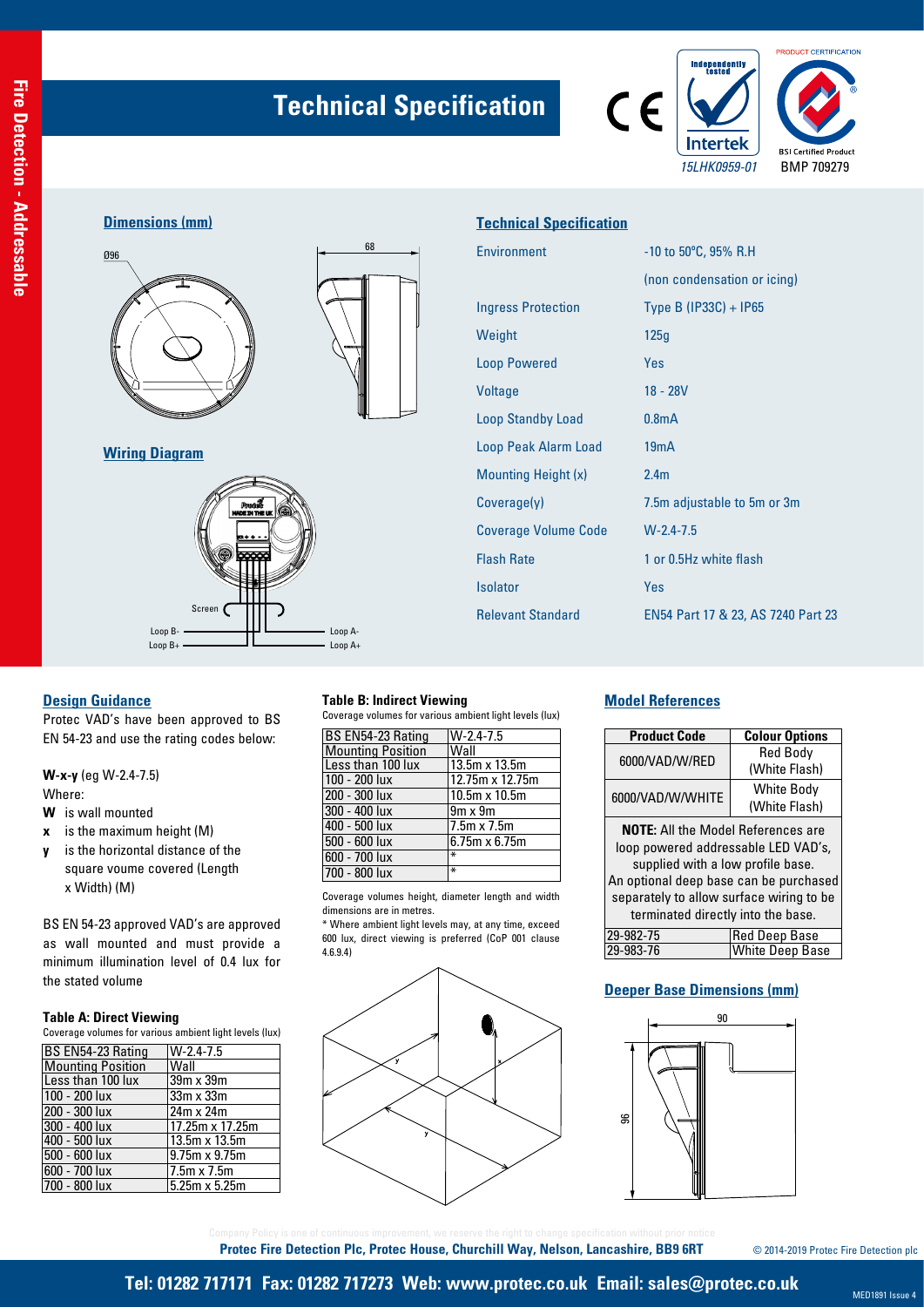# Technical Specification

CE Independently tested Intertek 15LHK0959-01

PRODUCT CERTIFICATION BSI Certified Product BMP 709279

## Dimensions (mm)

Ø96

68

## Wiring Diagram

Screen

Loop B-
Loop B+
Loop A-
Loop A+

## Technical Specification

| | |
|---|---|
| Environment | -10 to 50ºC, 95% R.H (non condensation or icing) |
| Ingress Protection | Type B (IP33C) + IP65 |
| Weight | 125g |
| Loop Powered | Yes |
| Voltage | 18 - 28V |
| Loop Standby Load | 0.8mA |
| Loop Peak Alarm Load | 19mA |
| Mounting Height (x) | 2.4m |
| Coverage(y) | 7.5m adjustable to 5m or 3m |
| Coverage Volume Code | W-2.4-7.5 |
| Flash Rate | 1 or 0.5Hz white flash |
| Isolator | Yes |
| Relevant Standard | EN54 Part 17 & 23, AS 7240 Part 23 |

## Design Guidance

Protec VAD's have been approved to BS EN 54-23 and use the rating codes below:

**W-x-y** (eg W-2.4-7.5)

Where:

- **W** is wall mounted
- **x** is the maximum height (M)
- **y** is the horizontal distance of the square voume covered (Length x Width) (M)

BS EN 54-23 approved VAD's are approved as wall mounted and must provide a minimum illumination level of 0.4 lux for the stated volume

**Table A: Direct Viewing**

Coverage volumes for various ambient light levels (lux)

| BS EN54-23 Rating | W-2.4-7.5 |
|---|---|
| Mounting Position | Wall |
| Less than 100 lux | 39m x 39m |
| 100 - 200 lux | 33m x 33m |
| 200 - 300 lux | 24m x 24m |
| 300 - 400 lux | 17.25m x 17.25m |
| 400 - 500 lux | 13.5m x 13.5m |
| 500 - 600 lux | 9.75m x 9.75m |
| 600 - 700 lux | 7.5m x 7.5m |
| 700 - 800 lux | 5.25m x 5.25m |

**Table B: Indirect Viewing**

Coverage volumes for various ambient light levels (lux)

| BS EN54-23 Rating | W-2.4-7.5 |
|---|---|
| Mounting Position | Wall |
| Less than 100 lux | 13.5m x 13.5m |
| 100 - 200 lux | 12.75m x 12.75m |
| 200 - 300 lux | 10.5m x 10.5m |
| 300 - 400 lux | 9m x 9m |
| 400 - 500 lux | 7.5m x 7.5m |
| 500 - 600 lux | 6.75m x 6.75m |
| 600 - 700 lux | * |
| 700 - 800 lux | * |

Coverage volumes height, diameter length and width dimensions are in metres.

* Where ambient light levels may, at any time, exceed 600 lux, direct viewing is preferred (CoP 001 clause 4.6.9.4)

y
x
y

## Model References

| Product Code | Colour Options |
|---|---|
| 6000/VAD/W/RED | Red Body (White Flash) |
| 6000/VAD/W/WHITE | White Body (White Flash) |

**NOTE:** All the Model References are loop powered addressable LED VAD's, supplied with a low profile base. An optional deep base can be purchased separately to allow surface wiring to be terminated directly into the base.

| | |
|---|---|
| 29-982-75 | Red Deep Base |
| 29-983-76 | White Deep Base |

## Deeper Base Dimensions (mm)

90

96

Company Policy is one of continuous improvement, we reserve the right to change specification without prior notice

**Protec Fire Detection Plc, Protec House, Churchill Way, Nelson, Lancashire, BB9 6RT**

© 2014-2019 Protec Fire Detection plc

**Tel: 01282 717171 Fax: 01282 717273 Web: www.protec.co.uk Email: sales@protec.co.uk**

MED1891 Issue 4